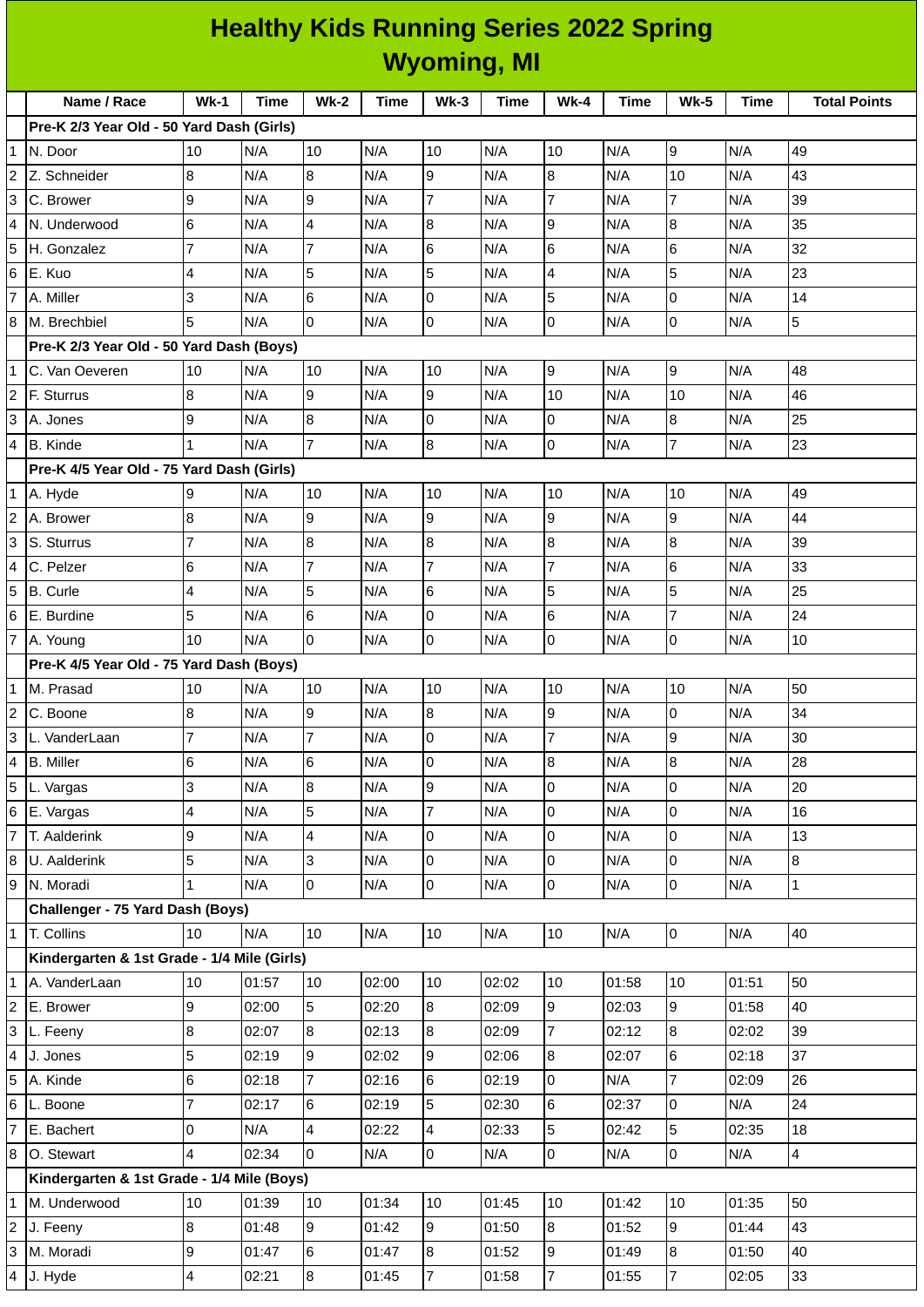# Healthy Kids Running Series 2022 Spring
## Wyoming, MI

| | Name / Race | Wk-1 | Time | Wk-2 | Time | Wk-3 | Time | Wk-4 | Time | Wk-5 | Time | Total Points |
|---|---|---|---|---|---|---|---|---|---|---|---|---|
| | **Pre-K 2/3 Year Old - 50 Yard Dash (Girls)** | | | | | | | | | | | |
| 1 | N. Door | 10 | N/A | 10 | N/A | 10 | N/A | 10 | N/A | 9 | N/A | 49 |
| 2 | Z. Schneider | 8 | N/A | 8 | N/A | 9 | N/A | 8 | N/A | 10 | N/A | 43 |
| 3 | C. Brower | 9 | N/A | 9 | N/A | 7 | N/A | 7 | N/A | 7 | N/A | 39 |
| 4 | N. Underwood | 6 | N/A | 4 | N/A | 8 | N/A | 9 | N/A | 8 | N/A | 35 |
| 5 | H. Gonzalez | 7 | N/A | 7 | N/A | 6 | N/A | 6 | N/A | 6 | N/A | 32 |
| 6 | E. Kuo | 4 | N/A | 5 | N/A | 5 | N/A | 4 | N/A | 5 | N/A | 23 |
| 7 | A. Miller | 3 | N/A | 6 | N/A | 0 | N/A | 5 | N/A | 0 | N/A | 14 |
| 8 | M. Brechbiel | 5 | N/A | 0 | N/A | 0 | N/A | 0 | N/A | 0 | N/A | 5 |
| | **Pre-K 2/3 Year Old - 50 Yard Dash (Boys)** | | | | | | | | | | | |
| 1 | C. Van Oeveren | 10 | N/A | 10 | N/A | 10 | N/A | 9 | N/A | 9 | N/A | 48 |
| 2 | F. Sturrus | 8 | N/A | 9 | N/A | 9 | N/A | 10 | N/A | 10 | N/A | 46 |
| 3 | A. Jones | 9 | N/A | 8 | N/A | 0 | N/A | 0 | N/A | 8 | N/A | 25 |
| 4 | B. Kinde | 1 | N/A | 7 | N/A | 8 | N/A | 0 | N/A | 7 | N/A | 23 |
| | **Pre-K 4/5 Year Old - 75 Yard Dash (Girls)** | | | | | | | | | | | |
| 1 | A. Hyde | 9 | N/A | 10 | N/A | 10 | N/A | 10 | N/A | 10 | N/A | 49 |
| 2 | A. Brower | 8 | N/A | 9 | N/A | 9 | N/A | 9 | N/A | 9 | N/A | 44 |
| 3 | S. Sturrus | 7 | N/A | 8 | N/A | 8 | N/A | 8 | N/A | 8 | N/A | 39 |
| 4 | C. Pelzer | 6 | N/A | 7 | N/A | 7 | N/A | 7 | N/A | 6 | N/A | 33 |
| 5 | B. Curle | 4 | N/A | 5 | N/A | 6 | N/A | 5 | N/A | 5 | N/A | 25 |
| 6 | E. Burdine | 5 | N/A | 6 | N/A | 0 | N/A | 6 | N/A | 7 | N/A | 24 |
| 7 | A. Young | 10 | N/A | 0 | N/A | 0 | N/A | 0 | N/A | 0 | N/A | 10 |
| | **Pre-K 4/5 Year Old - 75 Yard Dash (Boys)** | | | | | | | | | | | |
| 1 | M. Prasad | 10 | N/A | 10 | N/A | 10 | N/A | 10 | N/A | 10 | N/A | 50 |
| 2 | C. Boone | 8 | N/A | 9 | N/A | 8 | N/A | 9 | N/A | 0 | N/A | 34 |
| 3 | L. VanderLaan | 7 | N/A | 7 | N/A | 0 | N/A | 7 | N/A | 9 | N/A | 30 |
| 4 | B. Miller | 6 | N/A | 6 | N/A | 0 | N/A | 8 | N/A | 8 | N/A | 28 |
| 5 | L. Vargas | 3 | N/A | 8 | N/A | 9 | N/A | 0 | N/A | 0 | N/A | 20 |
| 6 | E. Vargas | 4 | N/A | 5 | N/A | 7 | N/A | 0 | N/A | 0 | N/A | 16 |
| 7 | T. Aalderink | 9 | N/A | 4 | N/A | 0 | N/A | 0 | N/A | 0 | N/A | 13 |
| 8 | U. Aalderink | 5 | N/A | 3 | N/A | 0 | N/A | 0 | N/A | 0 | N/A | 8 |
| 9 | N. Moradi | 1 | N/A | 0 | N/A | 0 | N/A | 0 | N/A | 0 | N/A | 1 |
| | **Challenger - 75 Yard Dash (Boys)** | | | | | | | | | | | |
| 1 | T. Collins | 10 | N/A | 10 | N/A | 10 | N/A | 10 | N/A | 0 | N/A | 40 |
| | **Kindergarten & 1st Grade - 1/4 Mile (Girls)** | | | | | | | | | | | |
| 1 | A. VanderLaan | 10 | 01:57 | 10 | 02:00 | 10 | 02:02 | 10 | 01:58 | 10 | 01:51 | 50 |
| 2 | E. Brower | 9 | 02:00 | 5 | 02:20 | 8 | 02:09 | 9 | 02:03 | 9 | 01:58 | 40 |
| 3 | L. Feeny | 8 | 02:07 | 8 | 02:13 | 8 | 02:09 | 7 | 02:12 | 8 | 02:02 | 39 |
| 4 | J. Jones | 5 | 02:19 | 9 | 02:02 | 9 | 02:06 | 8 | 02:07 | 6 | 02:18 | 37 |
| 5 | A. Kinde | 6 | 02:18 | 7 | 02:16 | 6 | 02:19 | 0 | N/A | 7 | 02:09 | 26 |
| 6 | L. Boone | 7 | 02:17 | 6 | 02:19 | 5 | 02:30 | 6 | 02:37 | 0 | N/A | 24 |
| 7 | E. Bachert | 0 | N/A | 4 | 02:22 | 4 | 02:33 | 5 | 02:42 | 5 | 02:35 | 18 |
| 8 | O. Stewart | 4 | 02:34 | 0 | N/A | 0 | N/A | 0 | N/A | 0 | N/A | 4 |
| | **Kindergarten & 1st Grade - 1/4 Mile (Boys)** | | | | | | | | | | | |
| 1 | M. Underwood | 10 | 01:39 | 10 | 01:34 | 10 | 01:45 | 10 | 01:42 | 10 | 01:35 | 50 |
| 2 | J. Feeny | 8 | 01:48 | 9 | 01:42 | 9 | 01:50 | 8 | 01:52 | 9 | 01:44 | 43 |
| 3 | M. Moradi | 9 | 01:47 | 6 | 01:47 | 8 | 01:52 | 9 | 01:49 | 8 | 01:50 | 40 |
| 4 | J. Hyde | 4 | 02:21 | 8 | 01:45 | 7 | 01:58 | 7 | 01:55 | 7 | 02:05 | 33 |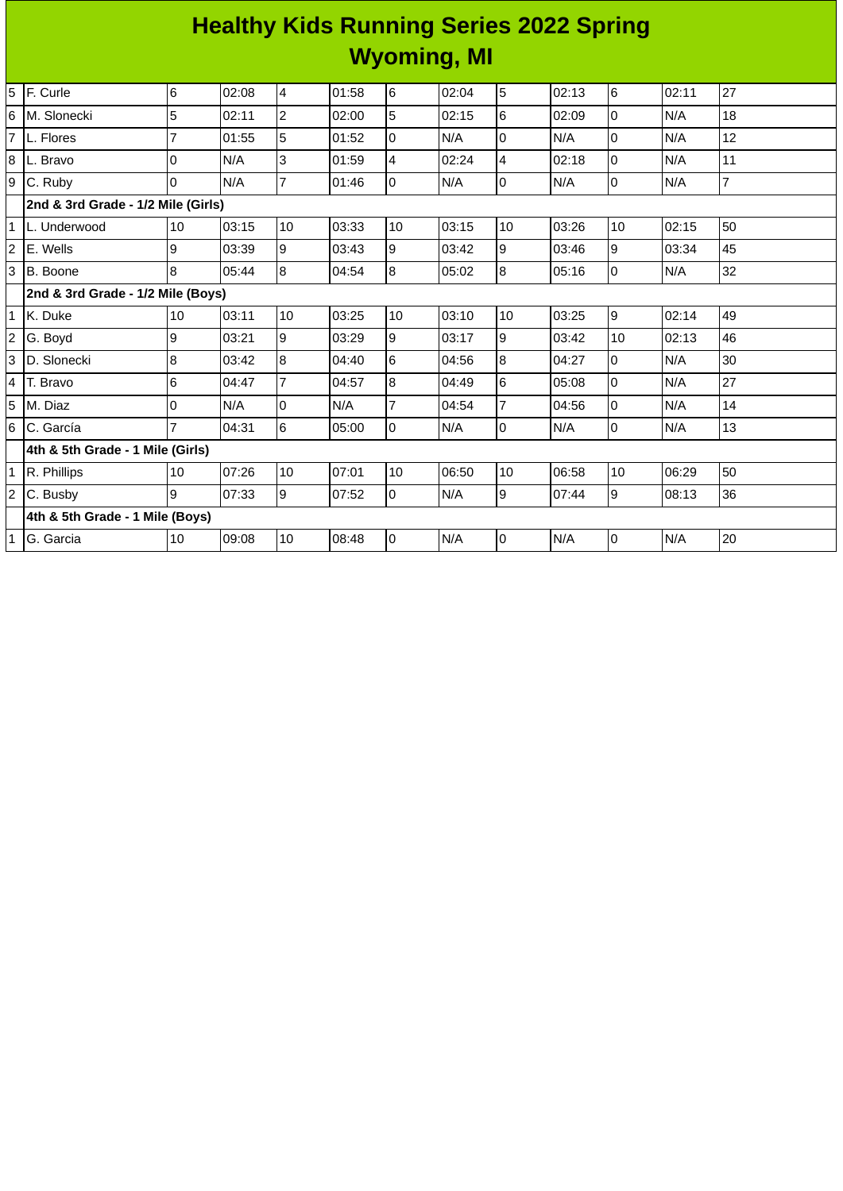# Healthy Kids Running Series 2022 Spring
## Wyoming, MI

| | | | | | | | | | | | | |
|---|---|---|---|---|---|---|---|---|---|---|---|---|
| 5 | F. Curle | 6 | 02:08 | 4 | 01:58 | 6 | 02:04 | 5 | 02:13 | 6 | 02:11 | 27 |
| 6 | M. Slonecki | 5 | 02:11 | 2 | 02:00 | 5 | 02:15 | 6 | 02:09 | 0 | N/A | 18 |
| 7 | L. Flores | 7 | 01:55 | 5 | 01:52 | 0 | N/A | 0 | N/A | 0 | N/A | 12 |
| 8 | L. Bravo | 0 | N/A | 3 | 01:59 | 4 | 02:24 | 4 | 02:18 | 0 | N/A | 11 |
| 9 | C. Ruby | 0 | N/A | 7 | 01:46 | 0 | N/A | 0 | N/A | 0 | N/A | 7 |
| | **2nd & 3rd Grade - 1/2 Mile (Girls)** | | | | | | | | | | | |
| 1 | L. Underwood | 10 | 03:15 | 10 | 03:33 | 10 | 03:15 | 10 | 03:26 | 10 | 02:15 | 50 |
| 2 | E. Wells | 9 | 03:39 | 9 | 03:43 | 9 | 03:42 | 9 | 03:46 | 9 | 03:34 | 45 |
| 3 | B. Boone | 8 | 05:44 | 8 | 04:54 | 8 | 05:02 | 8 | 05:16 | 0 | N/A | 32 |
| | **2nd & 3rd Grade - 1/2 Mile (Boys)** | | | | | | | | | | | |
| 1 | K. Duke | 10 | 03:11 | 10 | 03:25 | 10 | 03:10 | 10 | 03:25 | 9 | 02:14 | 49 |
| 2 | G. Boyd | 9 | 03:21 | 9 | 03:29 | 9 | 03:17 | 9 | 03:42 | 10 | 02:13 | 46 |
| 3 | D. Slonecki | 8 | 03:42 | 8 | 04:40 | 6 | 04:56 | 8 | 04:27 | 0 | N/A | 30 |
| 4 | T. Bravo | 6 | 04:47 | 7 | 04:57 | 8 | 04:49 | 6 | 05:08 | 0 | N/A | 27 |
| 5 | M. Diaz | 0 | N/A | 0 | N/A | 7 | 04:54 | 7 | 04:56 | 0 | N/A | 14 |
| 6 | C. García | 7 | 04:31 | 6 | 05:00 | 0 | N/A | 0 | N/A | 0 | N/A | 13 |
| | **4th & 5th Grade - 1 Mile (Girls)** | | | | | | | | | | | |
| 1 | R. Phillips | 10 | 07:26 | 10 | 07:01 | 10 | 06:50 | 10 | 06:58 | 10 | 06:29 | 50 |
| 2 | C. Busby | 9 | 07:33 | 9 | 07:52 | 0 | N/A | 9 | 07:44 | 9 | 08:13 | 36 |
| | **4th & 5th Grade - 1 Mile (Boys)** | | | | | | | | | | | |
| 1 | G. Garcia | 10 | 09:08 | 10 | 08:48 | 0 | N/A | 0 | N/A | 0 | N/A | 20 |